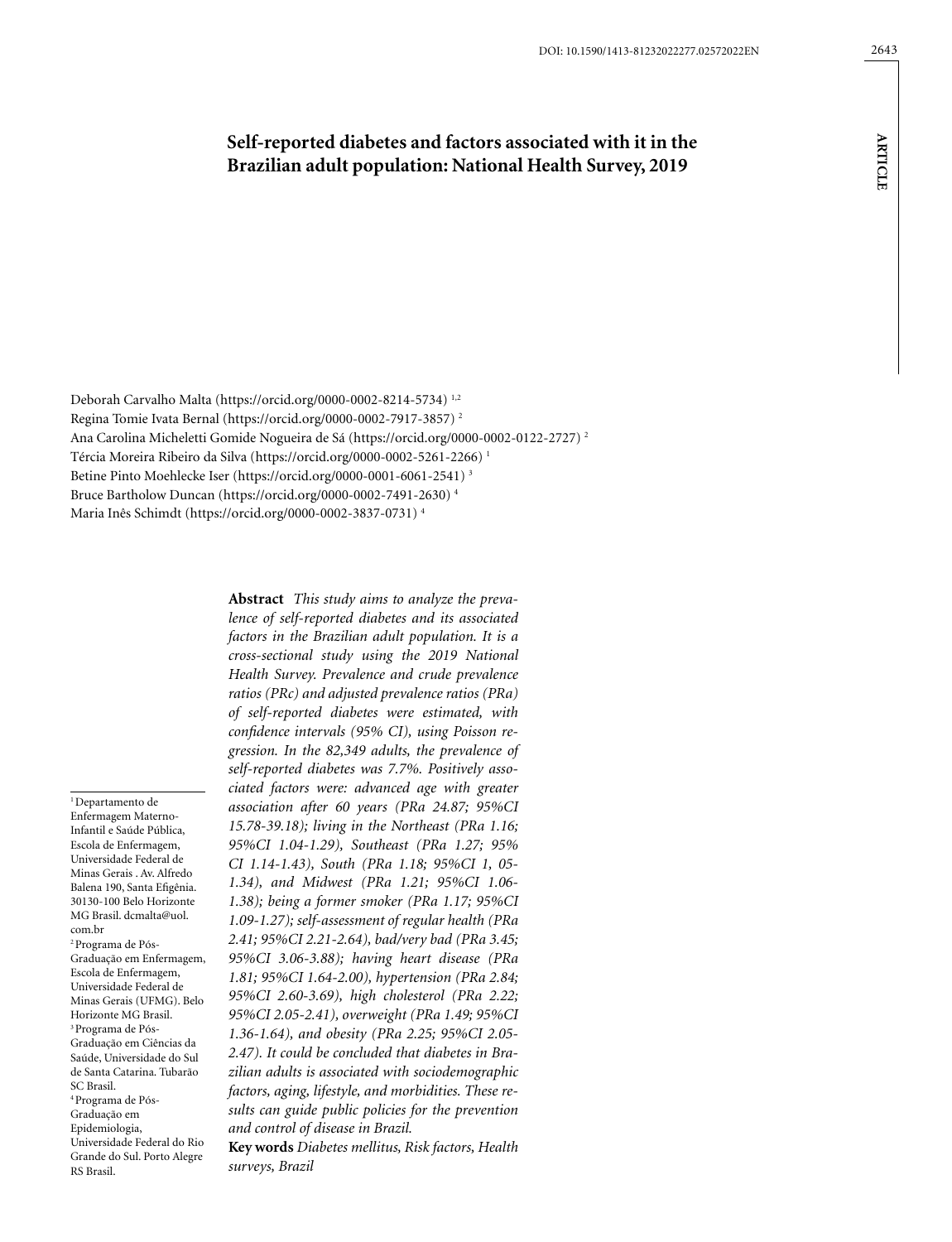# Self-reported diabetes and factors associated with it in the Brazilian adult population: National Health Survey, 2019

Deborah Carvalho Malta (https://orcid.org/0000-0002-8214-5734) [1,2]
Regina Tomie Ivata Bernal (https://orcid.org/0000-0002-7917-3857) [2]
Ana Carolina Micheletti Gomide Nogueira de Sá (https://orcid.org/0000-0002-0122-2727) [2]
Tércia Moreira Ribeiro da Silva (https://orcid.org/0000-0002-5261-2266) [1]
Betine Pinto Moehlecke Iser (https://orcid.org/0000-0001-6061-2541) [3]
Bruce Bartholow Duncan (https://orcid.org/0000-0002-7491-2630) [4]
Maria Inês Schimdt (https://orcid.org/0000-0002-3837-0731) [4]

**Abstract** *This study aims to analyze the prevalence of self-reported diabetes and its associated factors in the Brazilian adult population. It is a cross-sectional study using the 2019 National Health Survey. Prevalence and crude prevalence ratios (PRc) and adjusted prevalence ratios (PRa) of self-reported diabetes were estimated, with confidence intervals (95% CI), using Poisson regression. In the 82,349 adults, the prevalence of self-reported diabetes was 7.7%. Positively associated factors were: advanced age with greater association after 60 years (PRa 24.87; 95%CI 15.78-39.18); living in the Northeast (PRa 1.16; 95%CI 1.04-1.29), Southeast (PRa 1.27; 95% CI 1.14-1.43), South (PRa 1.18; 95%CI 1, 05-1.34), and Midwest (PRa 1.21; 95%CI 1.06-1.38); being a former smoker (PRa 1.17; 95%CI 1.09-1.27); self-assessment of regular health (PRa 2.41; 95%CI 2.21-2.64), bad/very bad (PRa 3.45; 95%CI 3.06-3.88); having heart disease (PRa 1.81; 95%CI 1.64-2.00), hypertension (PRa 2.84; 95%CI 2.60-3.69), high cholesterol (PRa 2.22; 95%CI 2.05-2.41), overweight (PRa 1.49; 95%CI 1.36-1.64), and obesity (PRa 2.25; 95%CI 2.05-2.47). It could be concluded that diabetes in Brazilian adults is associated with sociodemographic factors, aging, lifestyle, and morbidities. These results can guide public policies for the prevention and control of disease in Brazil.*

**Key words** *Diabetes mellitus, Risk factors, Health surveys, Brazil*

[1] Departamento de Enfermagem Materno-Infantil e Saúde Pública, Escola de Enfermagem, Universidade Federal de Minas Gerais . Av. Alfredo Balena 190, Santa Efigênia. 30130-100 Belo Horizonte MG Brasil. dcmalta@uol.com.br
[2] Programa de Pós-Graduação em Enfermagem, Escola de Enfermagem, Universidade Federal de Minas Gerais (UFMG). Belo Horizonte MG Brasil.
[3] Programa de Pós-Graduação em Ciências da Saúde, Universidade do Sul de Santa Catarina. Tubarão SC Brasil.
[4] Programa de Pós-Graduação em Epidemiologia, Universidade Federal do Rio Grande do Sul. Porto Alegre RS Brasil.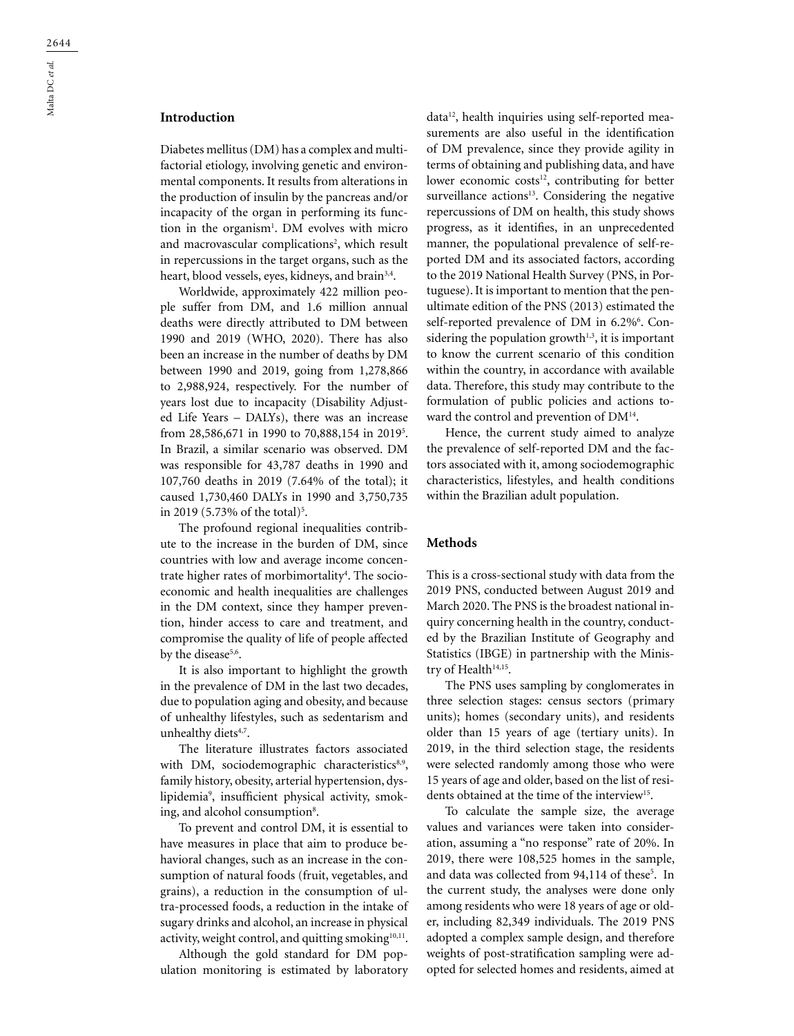## Introduction

Diabetes mellitus (DM) has a complex and multifactorial etiology, involving genetic and environmental components. It results from alterations in the production of insulin by the pancreas and/or incapacity of the organ in performing its function in the organism[1]. DM evolves with micro and macrovascular complications[2], which result in repercussions in the target organs, such as the heart, blood vessels, eyes, kidneys, and brain[3,4].

Worldwide, approximately 422 million people suffer from DM, and 1.6 million annual deaths were directly attributed to DM between 1990 and 2019 (WHO, 2020). There has also been an increase in the number of deaths by DM between 1990 and 2019, going from 1,278,866 to 2,988,924, respectively. For the number of years lost due to incapacity (Disability Adjusted Life Years – DALYs), there was an increase from 28,586,671 in 1990 to 70,888,154 in 2019[5]. In Brazil, a similar scenario was observed. DM was responsible for 43,787 deaths in 1990 and 107,760 deaths in 2019 (7.64% of the total); it caused 1,730,460 DALYs in 1990 and 3,750,735 in 2019 (5.73% of the total)[5].

The profound regional inequalities contribute to the increase in the burden of DM, since countries with low and average income concentrate higher rates of morbimortality[4]. The socioeconomic and health inequalities are challenges in the DM context, since they hamper prevention, hinder access to care and treatment, and compromise the quality of life of people affected by the disease[5,6].

It is also important to highlight the growth in the prevalence of DM in the last two decades, due to population aging and obesity, and because of unhealthy lifestyles, such as sedentarism and unhealthy diets[4,7].

The literature illustrates factors associated with DM, sociodemographic characteristics[8,9], family history, obesity, arterial hypertension, dyslipidemia[9], insufficient physical activity, smoking, and alcohol consumption[8].

To prevent and control DM, it is essential to have measures in place that aim to produce behavioral changes, such as an increase in the consumption of natural foods (fruit, vegetables, and grains), a reduction in the consumption of ultra-processed foods, a reduction in the intake of sugary drinks and alcohol, an increase in physical activity, weight control, and quitting smoking[10,11].

Although the gold standard for DM population monitoring is estimated by laboratory data[12], health inquiries using self-reported measurements are also useful in the identification of DM prevalence, since they provide agility in terms of obtaining and publishing data, and have lower economic costs[12], contributing for better surveillance actions[13]. Considering the negative repercussions of DM on health, this study shows progress, as it identifies, in an unprecedented manner, the populational prevalence of self-reported DM and its associated factors, according to the 2019 National Health Survey (PNS, in Portuguese). It is important to mention that the penultimate edition of the PNS (2013) estimated the self-reported prevalence of DM in 6.2%[6]. Considering the population growth[1,3], it is important to know the current scenario of this condition within the country, in accordance with available data. Therefore, this study may contribute to the formulation of public policies and actions toward the control and prevention of DM[14].

Hence, the current study aimed to analyze the prevalence of self-reported DM and the factors associated with it, among sociodemographic characteristics, lifestyles, and health conditions within the Brazilian adult population.

## Methods

This is a cross-sectional study with data from the 2019 PNS, conducted between August 2019 and March 2020. The PNS is the broadest national inquiry concerning health in the country, conducted by the Brazilian Institute of Geography and Statistics (IBGE) in partnership with the Ministry of Health[14,15].

The PNS uses sampling by conglomerates in three selection stages: census sectors (primary units); homes (secondary units), and residents older than 15 years of age (tertiary units). In 2019, in the third selection stage, the residents were selected randomly among those who were 15 years of age and older, based on the list of residents obtained at the time of the interview[15].

To calculate the sample size, the average values and variances were taken into consideration, assuming a "no response" rate of 20%. In 2019, there were 108,525 homes in the sample, and data was collected from 94,114 of these[5]. In the current study, the analyses were done only among residents who were 18 years of age or older, including 82,349 individuals. The 2019 PNS adopted a complex sample design, and therefore weights of post-stratification sampling were adopted for selected homes and residents, aimed at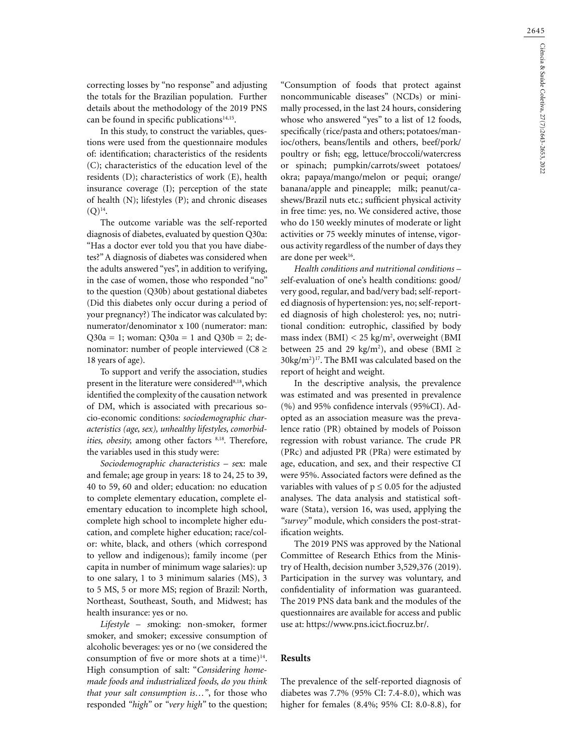correcting losses by "no response" and adjusting the totals for the Brazilian population. Further details about the methodology of the 2019 PNS can be found in specific publications[14,15].

In this study, to construct the variables, questions were used from the questionnaire modules of: identification; characteristics of the residents (C); characteristics of the education level of the residents (D); characteristics of work (E), health insurance coverage (I); perception of the state of health (N); lifestyles (P); and chronic diseases (Q)[14].

The outcome variable was the self-reported diagnosis of diabetes, evaluated by question Q30a: "Has a doctor ever told you that you have diabetes?" A diagnosis of diabetes was considered when the adults answered "yes", in addition to verifying, in the case of women, those who responded "no" to the question (Q30b) about gestational diabetes (Did this diabetes only occur during a period of your pregnancy?) The indicator was calculated by: numerator/denominator x 100 (numerator: man: Q30a = 1; woman: Q30a = 1 and Q30b = 2; denominator: number of people interviewed (C8 ≥ 18 years of age).

To support and verify the association, studies present in the literature were considered[8,18], which identified the complexity of the causation network of DM, which is associated with precarious socio-economic conditions: *sociodemographic characteristics (age, sex), unhealthy lifestyles, comorbidities, obesity,* among other factors [8,18]. Therefore, the variables used in this study were:

*Sociodemographic characteristics* – sex: male and female; age group in years: 18 to 24, 25 to 39, 40 to 59, 60 and older; education: no education to complete elementary education, complete elementary education to incomplete high school, complete high school to incomplete higher education, and complete higher education; race/color: white, black, and others (which correspond to yellow and indigenous); family income (per capita in number of minimum wage salaries): up to one salary, 1 to 3 minimum salaries (MS), 3 to 5 MS, 5 or more MS; region of Brazil: North, Northeast, Southeast, South, and Midwest; has health insurance: yes or no.

*Lifestyle* – smoking: non-smoker, former smoker, and smoker; excessive consumption of alcoholic beverages: yes or no (we considered the consumption of five or more shots at a time)[14]. High consumption of salt: "*Considering homemade foods and industrialized foods, do you think that your salt consumption is…*", for those who responded "*high*" or "*very high*" to the question; "Consumption of foods that protect against noncommunicable diseases" (NCDs) or minimally processed, in the last 24 hours, considering whose who answered "yes" to a list of 12 foods, specifically (rice/pasta and others; potatoes/manioc/others, beans/lentils and others, beef/pork/poultry or fish; egg, lettuce/broccoli/watercress or spinach; pumpkin/carrots/sweet potatoes/okra; papaya/mango/melon or pequi; orange/banana/apple and pineapple; milk; peanut/cashews/Brazil nuts etc.; sufficient physical activity in free time: yes, no. We considered active, those who do 150 weekly minutes of moderate or light activities or 75 weekly minutes of intense, vigorous activity regardless of the number of days they are done per week[16].

*Health conditions and nutritional conditions* – self-evaluation of one's health conditions: good/very good, regular, and bad/very bad; self-reported diagnosis of hypertension: yes, no; self-reported diagnosis of high cholesterol: yes, no; nutritional condition: eutrophic, classified by body mass index (BMI) < 25 kg/m$^2$, overweight (BMI between 25 and 29 kg/m$^2$), and obese (BMI ≥ 30kg/m$^2$)[17]. The BMI was calculated based on the report of height and weight.

In the descriptive analysis, the prevalence was estimated and was presented in prevalence (%) and 95% confidence intervals (95%CI). Adopted as an association measure was the prevalence ratio (PR) obtained by models of Poisson regression with robust variance. The crude PR (PRc) and adjusted PR (PRa) were estimated by age, education, and sex, and their respective CI were 95%. Associated factors were defined as the variables with values of $p \leq 0.05$ for the adjusted analyses. The data analysis and statistical software (Stata), version 16, was used, applying the *"survey"* module, which considers the post-stratification weights.

The 2019 PNS was approved by the National Committee of Research Ethics from the Ministry of Health, decision number 3,529,376 (2019). Participation in the survey was voluntary, and confidentiality of information was guaranteed. The 2019 PNS data bank and the modules of the questionnaires are available for access and public use at: https://www.pns.icict.fiocruz.br/.

## Results

The prevalence of the self-reported diagnosis of diabetes was 7.7% (95% CI: 7.4-8.0), which was higher for females (8.4%; 95% CI: 8.0-8.8), for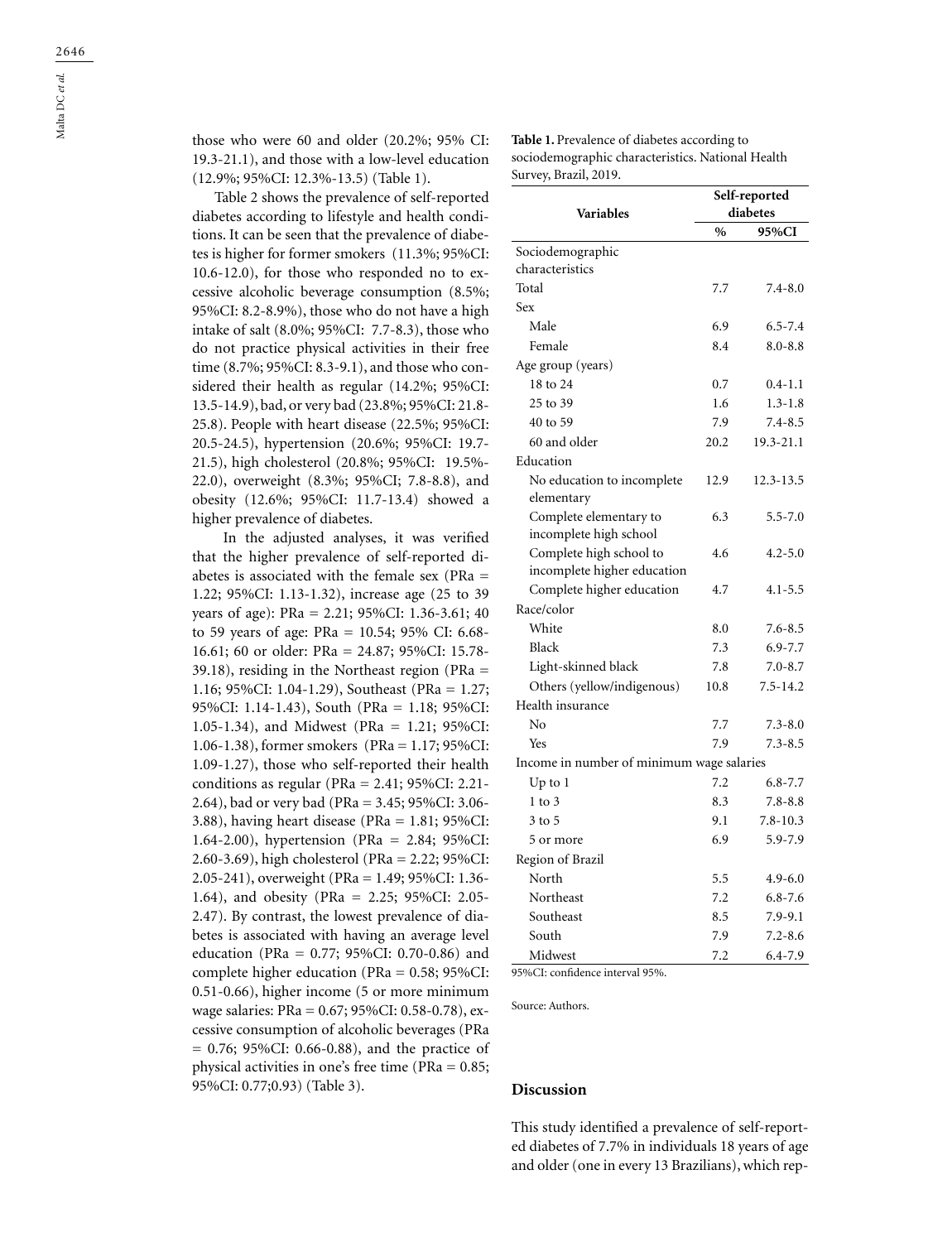those who were 60 and older (20.2%; 95% CI: 19.3-21.1), and those with a low-level education (12.9%; 95%CI: 12.3%-13.5) (Table 1).

Table 2 shows the prevalence of self-reported diabetes according to lifestyle and health conditions. It can be seen that the prevalence of diabetes is higher for former smokers (11.3%; 95%CI: 10.6-12.0), for those who responded no to excessive alcoholic beverage consumption (8.5%; 95%CI: 8.2-8.9%), those who do not have a high intake of salt (8.0%; 95%CI: 7.7-8.3), those who do not practice physical activities in their free time (8.7%; 95%CI: 8.3-9.1), and those who considered their health as regular (14.2%; 95%CI: 13.5-14.9), bad, or very bad (23.8%; 95%CI: 21.8-25.8). People with heart disease (22.5%; 95%CI: 20.5-24.5), hypertension (20.6%; 95%CI: 19.7-21.5), high cholesterol (20.8%; 95%CI: 19.5%-22.0), overweight (8.3%; 95%CI; 7.8-8.8), and obesity (12.6%; 95%CI: 11.7-13.4) showed a higher prevalence of diabetes.

In the adjusted analyses, it was verified that the higher prevalence of self-reported diabetes is associated with the female sex (PRa = 1.22; 95%CI: 1.13-1.32), increase age (25 to 39 years of age): PRa = 2.21; 95%CI: 1.36-3.61; 40 to 59 years of age: PRa = 10.54; 95% CI: 6.68-16.61; 60 or older: PRa = 24.87; 95%CI: 15.78-39.18), residing in the Northeast region (PRa = 1.16; 95%CI: 1.04-1.29), Southeast (PRa = 1.27; 95%CI: 1.14-1.43), South (PRa = 1.18; 95%CI: 1.05-1.34), and Midwest (PRa = 1.21; 95%CI: 1.06-1.38), former smokers (PRa = 1.17; 95%CI: 1.09-1.27), those who self-reported their health conditions as regular (PRa = 2.41; 95%CI: 2.21-2.64), bad or very bad (PRa = 3.45; 95%CI: 3.06-3.88), having heart disease (PRa = 1.81; 95%CI: 1.64-2.00), hypertension (PRa = 2.84; 95%CI: 2.60-3.69), high cholesterol (PRa = 2.22; 95%CI: 2.05-241), overweight (PRa = 1.49; 95%CI: 1.36-1.64), and obesity (PRa = 2.25; 95%CI: 2.05-2.47). By contrast, the lowest prevalence of diabetes is associated with having an average level education (PRa = 0.77; 95%CI: 0.70-0.86) and complete higher education (PRa = 0.58; 95%CI: 0.51-0.66), higher income (5 or more minimum wage salaries: PRa = 0.67; 95%CI: 0.58-0.78), excessive consumption of alcoholic beverages (PRa = 0.76; 95%CI: 0.66-0.88), and the practice of physical activities in one's free time (PRa = 0.85; 95%CI: 0.77;0.93) (Table 3).

**Table 1.** Prevalence of diabetes according to sociodemographic characteristics. National Health Survey, Brazil, 2019.

| Variables | Self-reported diabetes | |
|---|---|---|
| | % | 95%CI |
| Sociodemographic characteristics | | |
| Total | 7.7 | 7.4-8.0 |
| Sex | | |
| Male | 6.9 | 6.5-7.4 |
| Female | 8.4 | 8.0-8.8 |
| Age group (years) | | |
| 18 to 24 | 0.7 | 0.4-1.1 |
| 25 to 39 | 1.6 | 1.3-1.8 |
| 40 to 59 | 7.9 | 7.4-8.5 |
| 60 and older | 20.2 | 19.3-21.1 |
| Education | | |
| No education to incomplete elementary | 12.9 | 12.3-13.5 |
| Complete elementary to incomplete high school | 6.3 | 5.5-7.0 |
| Complete high school to incomplete higher education | 4.6 | 4.2-5.0 |
| Complete higher education | 4.7 | 4.1-5.5 |
| Race/color | | |
| White | 8.0 | 7.6-8.5 |
| Black | 7.3 | 6.9-7.7 |
| Light-skinned black | 7.8 | 7.0-8.7 |
| Others (yellow/indigenous) | 10.8 | 7.5-14.2 |
| Health insurance | | |
| No | 7.7 | 7.3-8.0 |
| Yes | 7.9 | 7.3-8.5 |
| Income in number of minimum wage salaries | | |
| Up to 1 | 7.2 | 6.8-7.7 |
| 1 to 3 | 8.3 | 7.8-8.8 |
| 3 to 5 | 9.1 | 7.8-10.3 |
| 5 or more | 6.9 | 5.9-7.9 |
| Region of Brazil | | |
| North | 5.5 | 4.9-6.0 |
| Northeast | 7.2 | 6.8-7.6 |
| Southeast | 8.5 | 7.9-9.1 |
| South | 7.9 | 7.2-8.6 |
| Midwest | 7.2 | 6.4-7.9 |

95%CI: confidence interval 95%.

Source: Authors.

## Discussion

This study identified a prevalence of self-reported diabetes of 7.7% in individuals 18 years of age and older (one in every 13 Brazilians), which rep-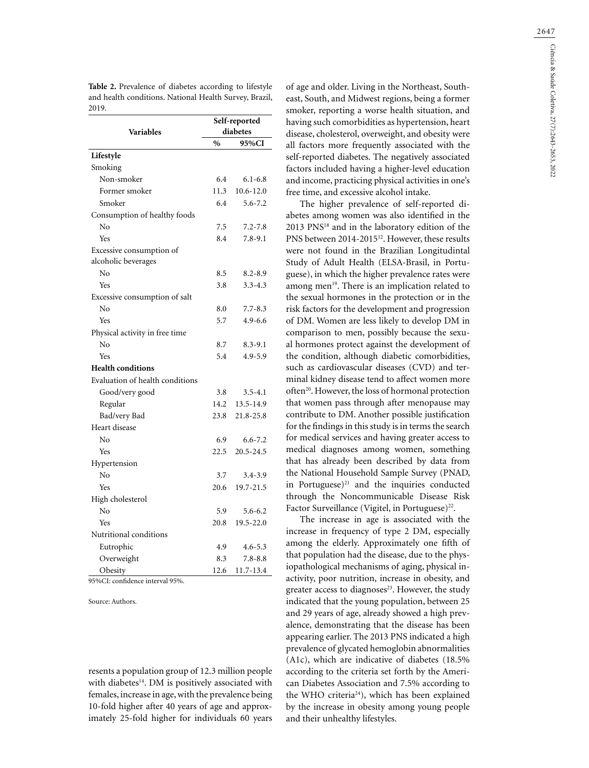**Table 2.** Prevalence of diabetes according to lifestyle and health conditions. National Health Survey, Brazil, 2019.

| Variables | Self-reported diabetes | |
|---|---|---|
| | % | 95%CI |
| **Lifestyle** | | |
| Smoking | | |
| Non-smoker | 6.4 | 6.1-6.8 |
| Former smoker | 11.3 | 10.6-12.0 |
| Smoker | 6.4 | 5.6-7.2 |
| Consumption of healthy foods | | |
| No | 7.5 | 7.2-7.8 |
| Yes | 8.4 | 7.8-9.1 |
| Excessive consumption of alcoholic beverages | | |
| No | 8.5 | 8.2-8.9 |
| Yes | 3.8 | 3.3-4.3 |
| Excessive consumption of salt | | |
| No | 8.0 | 7.7-8.3 |
| Yes | 5.7 | 4.9-6.6 |
| Physical activity in free time | | |
| No | 8.7 | 8.3-9.1 |
| Yes | 5.4 | 4.9-5.9 |
| **Health conditions** | | |
| Evaluation of health conditions | | |
| Good/very good | 3.8 | 3.5-4.1 |
| Regular | 14.2 | 13.5-14.9 |
| Bad/very Bad | 23.8 | 21.8-25.8 |
| Heart disease | | |
| No | 6.9 | 6.6-7.2 |
| Yes | 22.5 | 20.5-24.5 |
| Hypertension | | |
| No | 3.7 | 3.4-3.9 |
| Yes | 20.6 | 19.7-21.5 |
| High cholesterol | | |
| No | 5.9 | 5.6-6.2 |
| Yes | 20.8 | 19.5-22.0 |
| Nutritional conditions | | |
| Eutrophic | 4.9 | 4.6-5.3 |
| Overweight | 8.3 | 7.8-8.8 |
| Obesity | 12.6 | 11.7-13.4 |

95%CI: confidence interval 95%.

Source: Authors.

resents a population group of 12.3 million people with diabetes[14]. DM is positively associated with females, increase in age, with the prevalence being 10-fold higher after 40 years of age and approximately 25-fold higher for individuals 60 years of age and older. Living in the Northeast, Southeast, South, and Midwest regions, being a former smoker, reporting a worse health situation, and having such comorbidities as hypertension, heart disease, cholesterol, overweight, and obesity were all factors more frequently associated with the self-reported diabetes. The negatively associated factors included having a higher-level education and income, practicing physical activities in one's free time, and excessive alcohol intake.

The higher prevalence of self-reported diabetes among women was also identified in the 2013 PNS[18] and in the laboratory edition of the PNS between 2014-2015[12]. However, these results were not found in the Brazilian Longitudintal Study of Adult Health (ELSA-Brasil, in Portuguese), in which the higher prevalence rates were among men[19]. There is an implication related to the sexual hormones in the protection or in the risk factors for the development and progression of DM. Women are less likely to develop DM in comparison to men, possibly because the sexual hormones protect against the development of the condition, although diabetic comorbidities, such as cardiovascular diseases (CVD) and terminal kidney disease tend to affect women more often[20]. However, the loss of hormonal protection that women pass through after menopause may contribute to DM. Another possible justification for the findings in this study is in terms the search for medical services and having greater access to medical diagnoses among women, something that has already been described by data from the National Household Sample Survey (PNAD, in Portuguese)[21] and the inquiries conducted through the Noncommunicable Disease Risk Factor Surveillance (Vigitel, in Portuguese)[22].

The increase in age is associated with the increase in frequency of type 2 DM, especially among the elderly. Approximately one fifth of that population had the disease, due to the physiopathological mechanisms of aging, physical inactivity, poor nutrition, increase in obesity, and greater access to diagnoses[23]. However, the study indicated that the young population, between 25 and 29 years of age, already showed a high prevalence, demonstrating that the disease has been appearing earlier. The 2013 PNS indicated a high prevalence of glycated hemoglobin abnormalities (A1c), which are indicative of diabetes (18.5% according to the criteria set forth by the American Diabetes Association and 7.5% according to the WHO criteria[24]), which has been explained by the increase in obesity among young people and their unhealthy lifestyles.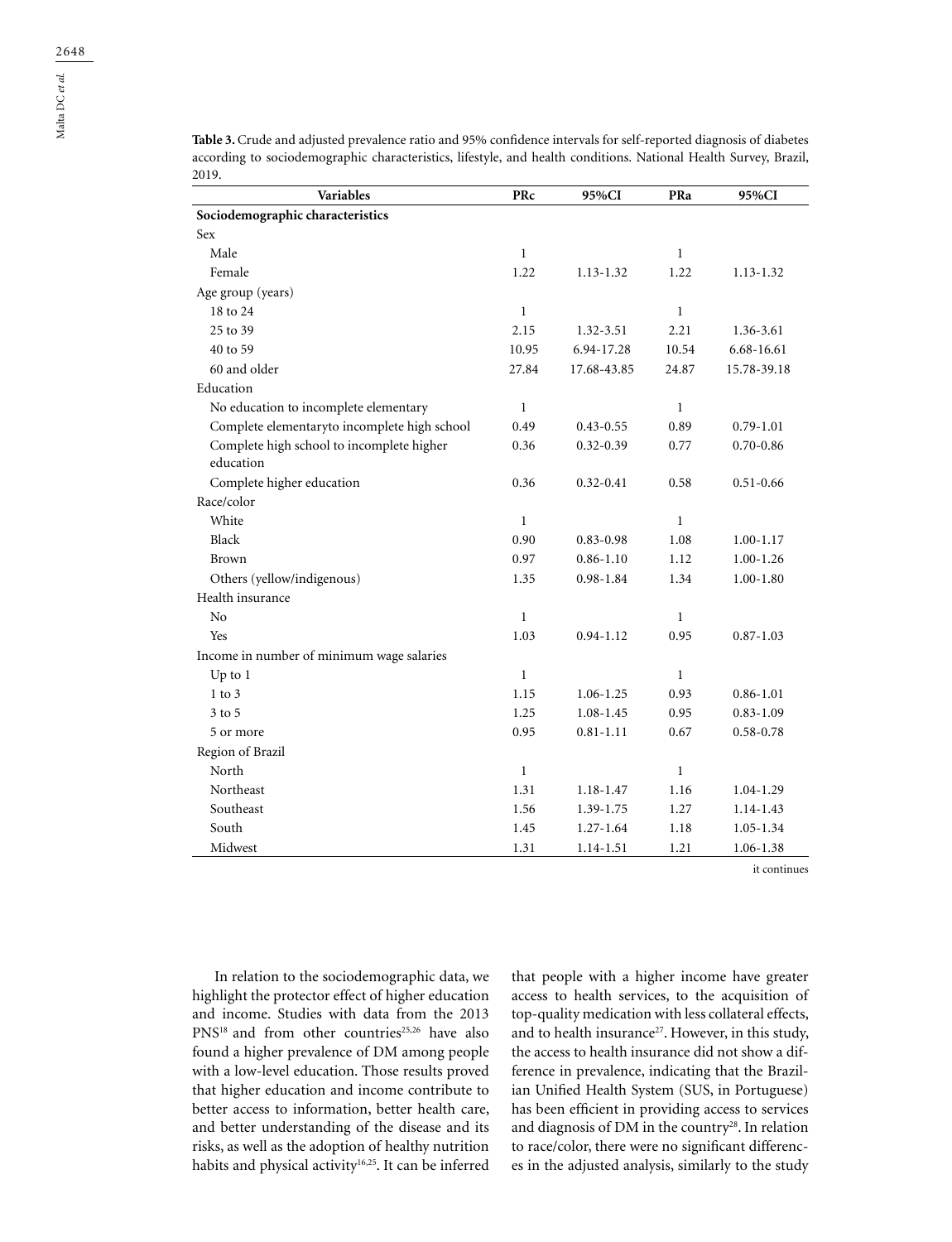**Table 3.** Crude and adjusted prevalence ratio and 95% confidence intervals for self-reported diagnosis of diabetes according to sociodemographic characteristics, lifestyle, and health conditions. National Health Survey, Brazil, 2019.

| Variables | PRc | 95%CI | PRa | 95%CI |
|---|---|---|---|---|
| **Sociodemographic characteristics** | | | | |
| Sex | | | | |
| Male | 1 | | 1 | |
| Female | 1.22 | 1.13-1.32 | 1.22 | 1.13-1.32 |
| Age group (years) | | | | |
| 18 to 24 | 1 | | 1 | |
| 25 to 39 | 2.15 | 1.32-3.51 | 2.21 | 1.36-3.61 |
| 40 to 59 | 10.95 | 6.94-17.28 | 10.54 | 6.68-16.61 |
| 60 and older | 27.84 | 17.68-43.85 | 24.87 | 15.78-39.18 |
| Education | | | | |
| No education to incomplete elementary | 1 | | 1 | |
| Complete elementaryto incomplete high school | 0.49 | 0.43-0.55 | 0.89 | 0.79-1.01 |
| Complete high school to incomplete higher education | 0.36 | 0.32-0.39 | 0.77 | 0.70-0.86 |
| Complete higher education | 0.36 | 0.32-0.41 | 0.58 | 0.51-0.66 |
| Race/color | | | | |
| White | 1 | | 1 | |
| Black | 0.90 | 0.83-0.98 | 1.08 | 1.00-1.17 |
| Brown | 0.97 | 0.86-1.10 | 1.12 | 1.00-1.26 |
| Others (yellow/indigenous) | 1.35 | 0.98-1.84 | 1.34 | 1.00-1.80 |
| Health insurance | | | | |
| No | 1 | | 1 | |
| Yes | 1.03 | 0.94-1.12 | 0.95 | 0.87-1.03 |
| Income in number of minimum wage salaries | | | | |
| Up to 1 | 1 | | 1 | |
| 1 to 3 | 1.15 | 1.06-1.25 | 0.93 | 0.86-1.01 |
| 3 to 5 | 1.25 | 1.08-1.45 | 0.95 | 0.83-1.09 |
| 5 or more | 0.95 | 0.81-1.11 | 0.67 | 0.58-0.78 |
| Region of Brazil | | | | |
| North | 1 | | 1 | |
| Northeast | 1.31 | 1.18-1.47 | 1.16 | 1.04-1.29 |
| Southeast | 1.56 | 1.39-1.75 | 1.27 | 1.14-1.43 |
| South | 1.45 | 1.27-1.64 | 1.18 | 1.05-1.34 |
| Midwest | 1.31 | 1.14-1.51 | 1.21 | 1.06-1.38 |

it continues

In relation to the sociodemographic data, we highlight the protector effect of higher education and income. Studies with data from the 2013 PNS[18] and from other countries[25,26] have also found a higher prevalence of DM among people with a low-level education. Those results proved that higher education and income contribute to better access to information, better health care, and better understanding of the disease and its risks, as well as the adoption of healthy nutrition habits and physical activity[16,25]. It can be inferred that people with a higher income have greater access to health services, to the acquisition of top-quality medication with less collateral effects, and to health insurance[27]. However, in this study, the access to health insurance did not show a difference in prevalence, indicating that the Brazilian Unified Health System (SUS, in Portuguese) has been efficient in providing access to services and diagnosis of DM in the country[28]. In relation to race/color, there were no significant differences in the adjusted analysis, similarly to the study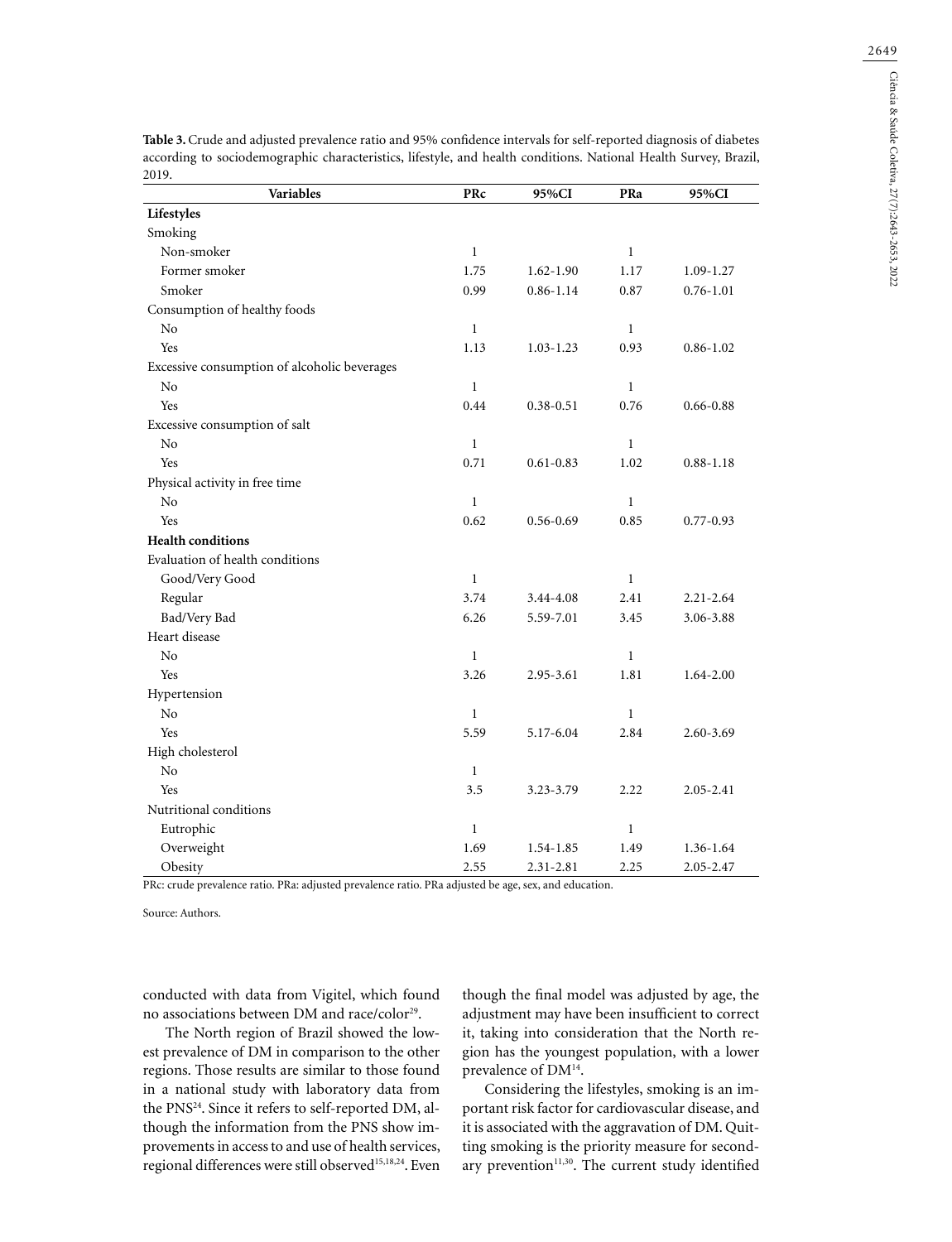**Table 3.** Crude and adjusted prevalence ratio and 95% confidence intervals for self-reported diagnosis of diabetes according to sociodemographic characteristics, lifestyle, and health conditions. National Health Survey, Brazil, 2019.

| Variables | PRc | 95%CI | PRa | 95%CI |
|---|---|---|---|---|
| **Lifestyles** | | | | |
| Smoking | | | | |
| Non-smoker | 1 | | 1 | |
| Former smoker | 1.75 | 1.62-1.90 | 1.17 | 1.09-1.27 |
| Smoker | 0.99 | 0.86-1.14 | 0.87 | 0.76-1.01 |
| Consumption of healthy foods | | | | |
| No | 1 | | 1 | |
| Yes | 1.13 | 1.03-1.23 | 0.93 | 0.86-1.02 |
| Excessive consumption of alcoholic beverages | | | | |
| No | 1 | | 1 | |
| Yes | 0.44 | 0.38-0.51 | 0.76 | 0.66-0.88 |
| Excessive consumption of salt | | | | |
| No | 1 | | 1 | |
| Yes | 0.71 | 0.61-0.83 | 1.02 | 0.88-1.18 |
| Physical activity in free time | | | | |
| No | 1 | | 1 | |
| Yes | 0.62 | 0.56-0.69 | 0.85 | 0.77-0.93 |
| **Health conditions** | | | | |
| Evaluation of health conditions | | | | |
| Good/Very Good | 1 | | 1 | |
| Regular | 3.74 | 3.44-4.08 | 2.41 | 2.21-2.64 |
| Bad/Very Bad | 6.26 | 5.59-7.01 | 3.45 | 3.06-3.88 |
| Heart disease | | | | |
| No | 1 | | 1 | |
| Yes | 3.26 | 2.95-3.61 | 1.81 | 1.64-2.00 |
| Hypertension | | | | |
| No | 1 | | 1 | |
| Yes | 5.59 | 5.17-6.04 | 2.84 | 2.60-3.69 |
| High cholesterol | | | | |
| No | 1 | | | |
| Yes | 3.5 | 3.23-3.79 | 2.22 | 2.05-2.41 |
| Nutritional conditions | | | | |
| Eutrophic | 1 | | 1 | |
| Overweight | 1.69 | 1.54-1.85 | 1.49 | 1.36-1.64 |
| Obesity | 2.55 | 2.31-2.81 | 2.25 | 2.05-2.47 |

PRc: crude prevalence ratio. PRa: adjusted prevalence ratio. PRa adjusted be age, sex, and education.

Source: Authors.

conducted with data from Vigitel, which found no associations between DM and race/color[29].

The North region of Brazil showed the lowest prevalence of DM in comparison to the other regions. Those results are similar to those found in a national study with laboratory data from the PNS[24]. Since it refers to self-reported DM, although the information from the PNS show improvements in access to and use of health services, regional differences were still observed[15,18,24]. Even though the final model was adjusted by age, the adjustment may have been insufficient to correct it, taking into consideration that the North region has the youngest population, with a lower prevalence of DM[14].

Considering the lifestyles, smoking is an important risk factor for cardiovascular disease, and it is associated with the aggravation of DM. Quitting smoking is the priority measure for secondary prevention[11,30]. The current study identified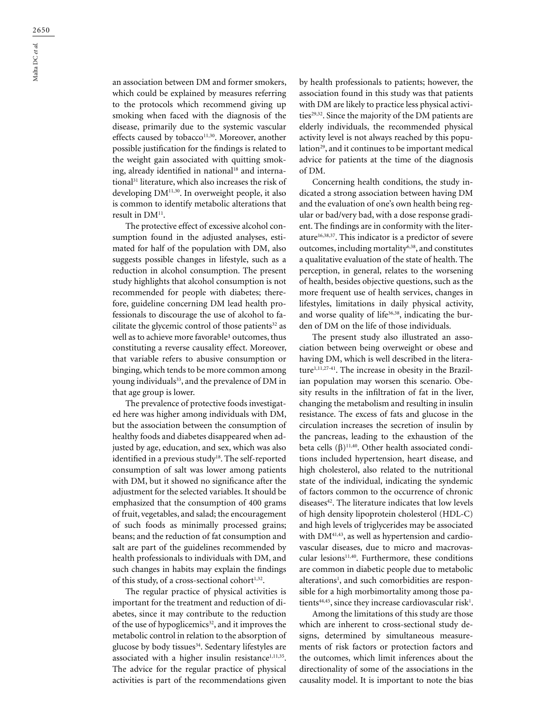an association between DM and former smokers, which could be explained by measures referring to the protocols which recommend giving up smoking when faced with the diagnosis of the disease, primarily due to the systemic vascular effects caused by tobacco[11,30]. Moreover, another possible justification for the findings is related to the weight gain associated with quitting smoking, already identified in national[18] and international[31] literature, which also increases the risk of developing DM[11,30]. In overweight people, it also is common to identify metabolic alterations that result in DM[11].

The protective effect of excessive alcohol consumption found in the adjusted analyses, estimated for half of the population with DM, also suggests possible changes in lifestyle, such as a reduction in alcohol consumption. The present study highlights that alcohol consumption is not recommended for people with diabetes; therefore, guideline concerning DM lead health professionals to discourage the use of alcohol to facilitate the glycemic control of those patients[32] as well as to achieve more favorable[1] outcomes, thus constituting a reverse causality effect. Moreover, that variable refers to abusive consumption or binging, which tends to be more common among young individuals[33], and the prevalence of DM in that age group is lower.

The prevalence of protective foods investigated here was higher among individuals with DM, but the association between the consumption of healthy foods and diabetes disappeared when adjusted by age, education, and sex, which was also identified in a previous study[18]. The self-reported consumption of salt was lower among patients with DM, but it showed no significance after the adjustment for the selected variables. It should be emphasized that the consumption of 400 grams of fruit, vegetables, and salad; the encouragement of such foods as minimally processed grains; beans; and the reduction of fat consumption and salt are part of the guidelines recommended by health professionals to individuals with DM, and such changes in habits may explain the findings of this study, of a cross-sectional cohort[1,32].

The regular practice of physical activities is important for the treatment and reduction of diabetes, since it may contribute to the reduction of the use of hypoglicemics[32], and it improves the metabolic control in relation to the absorption of glucose by body tissues[34]. Sedentary lifestyles are associated with a higher insulin resistance[1,11,35]. The advice for the regular practice of physical activities is part of the recommendations given by health professionals to patients; however, the association found in this study was that patients with DM are likely to practice less physical activities[29,32]. Since the majority of the DM patients are elderly individuals, the recommended physical activity level is not always reached by this population[29], and it continues to be important medical advice for patients at the time of the diagnosis of DM.

Concerning health conditions, the study indicated a strong association between having DM and the evaluation of one's own health being regular or bad/very bad, with a dose response gradient. The findings are in conformity with the literature[16,38,37]. This indicator is a predictor of severe outcomes, including mortality[6,38], and constitutes a qualitative evaluation of the state of health. The perception, in general, relates to the worsening of health, besides objective questions, such as the more frequent use of health services, changes in lifestyles, limitations in daily physical activity, and worse quality of life[36,38], indicating the burden of DM on the life of those individuals.

The present study also illustrated an association between being overweight or obese and having DM, which is well described in the literature[1,11,27-41]. The increase in obesity in the Brazilian population may worsen this scenario. Obesity results in the infiltration of fat in the liver, changing the metabolism and resulting in insulin resistance. The excess of fats and glucose in the circulation increases the secretion of insulin by the pancreas, leading to the exhaustion of the beta cells ($\beta$)[11,40]. Other health associated conditions included hypertension, heart disease, and high cholesterol, also related to the nutritional state of the individual, indicating the syndemic of factors common to the occurrence of chronic diseases[42]. The literature indicates that low levels of high density lipoprotein cholesterol (HDL-C) and high levels of triglycerides may be associated with DM[41,43], as well as hypertension and cardiovascular diseases, due to micro and macrovascular lesions[11,40]. Furthermore, these conditions are common in diabetic people due to metabolic alterations[1], and such comorbidities are responsible for a high morbimortality among those patients[44,45], since they increase cardiovascular risk[1].

Among the limitations of this study are those which are inherent to cross-sectional study designs, determined by simultaneous measurements of risk factors or protection factors and the outcomes, which limit inferences about the directionality of some of the associations in the causality model. It is important to note the bias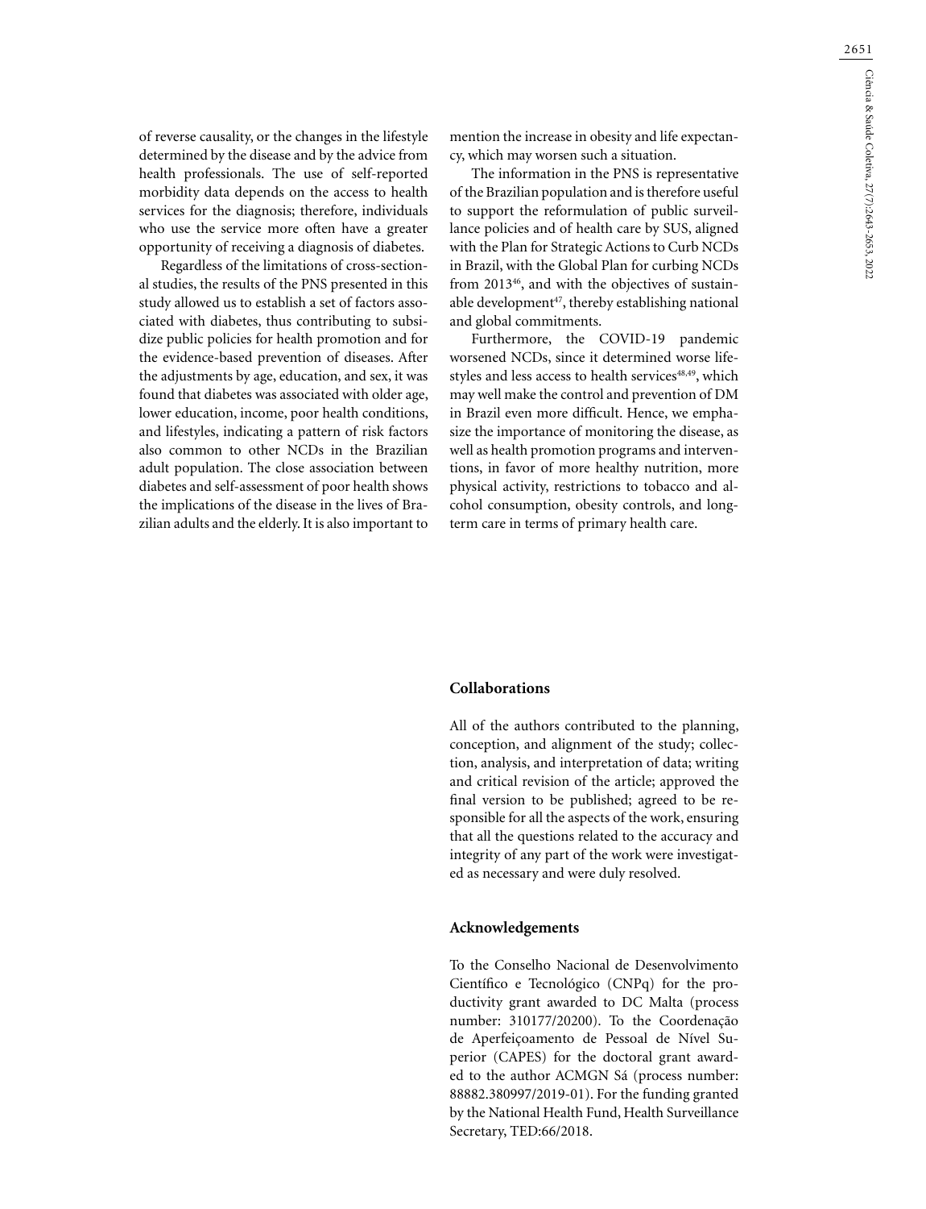of reverse causality, or the changes in the lifestyle determined by the disease and by the advice from health professionals. The use of self-reported morbidity data depends on the access to health services for the diagnosis; therefore, individuals who use the service more often have a greater opportunity of receiving a diagnosis of diabetes.

Regardless of the limitations of cross-sectional studies, the results of the PNS presented in this study allowed us to establish a set of factors associated with diabetes, thus contributing to subsidize public policies for health promotion and for the evidence-based prevention of diseases. After the adjustments by age, education, and sex, it was found that diabetes was associated with older age, lower education, income, poor health conditions, and lifestyles, indicating a pattern of risk factors also common to other NCDs in the Brazilian adult population. The close association between diabetes and self-assessment of poor health shows the implications of the disease in the lives of Brazilian adults and the elderly. It is also important to mention the increase in obesity and life expectancy, which may worsen such a situation.

The information in the PNS is representative of the Brazilian population and is therefore useful to support the reformulation of public surveillance policies and of health care by SUS, aligned with the Plan for Strategic Actions to Curb NCDs in Brazil, with the Global Plan for curbing NCDs from 2013[46], and with the objectives of sustainable development[47], thereby establishing national and global commitments.

Furthermore, the COVID-19 pandemic worsened NCDs, since it determined worse lifestyles and less access to health services[48,49], which may well make the control and prevention of DM in Brazil even more difficult. Hence, we emphasize the importance of monitoring the disease, as well as health promotion programs and interventions, in favor of more healthy nutrition, more physical activity, restrictions to tobacco and alcohol consumption, obesity controls, and long-term care in terms of primary health care.

## Collaborations

All of the authors contributed to the planning, conception, and alignment of the study; collection, analysis, and interpretation of data; writing and critical revision of the article; approved the final version to be published; agreed to be responsible for all the aspects of the work, ensuring that all the questions related to the accuracy and integrity of any part of the work were investigated as necessary and were duly resolved.

## Acknowledgements

To the Conselho Nacional de Desenvolvimento Científico e Tecnológico (CNPq) for the productivity grant awarded to DC Malta (process number: 310177/20200). To the Coordenação de Aperfeiçoamento de Pessoal de Nível Superior (CAPES) for the doctoral grant awarded to the author ACMGN Sá (process number: 88882.380997/2019-01). For the funding granted by the National Health Fund, Health Surveillance Secretary, TED:66/2018.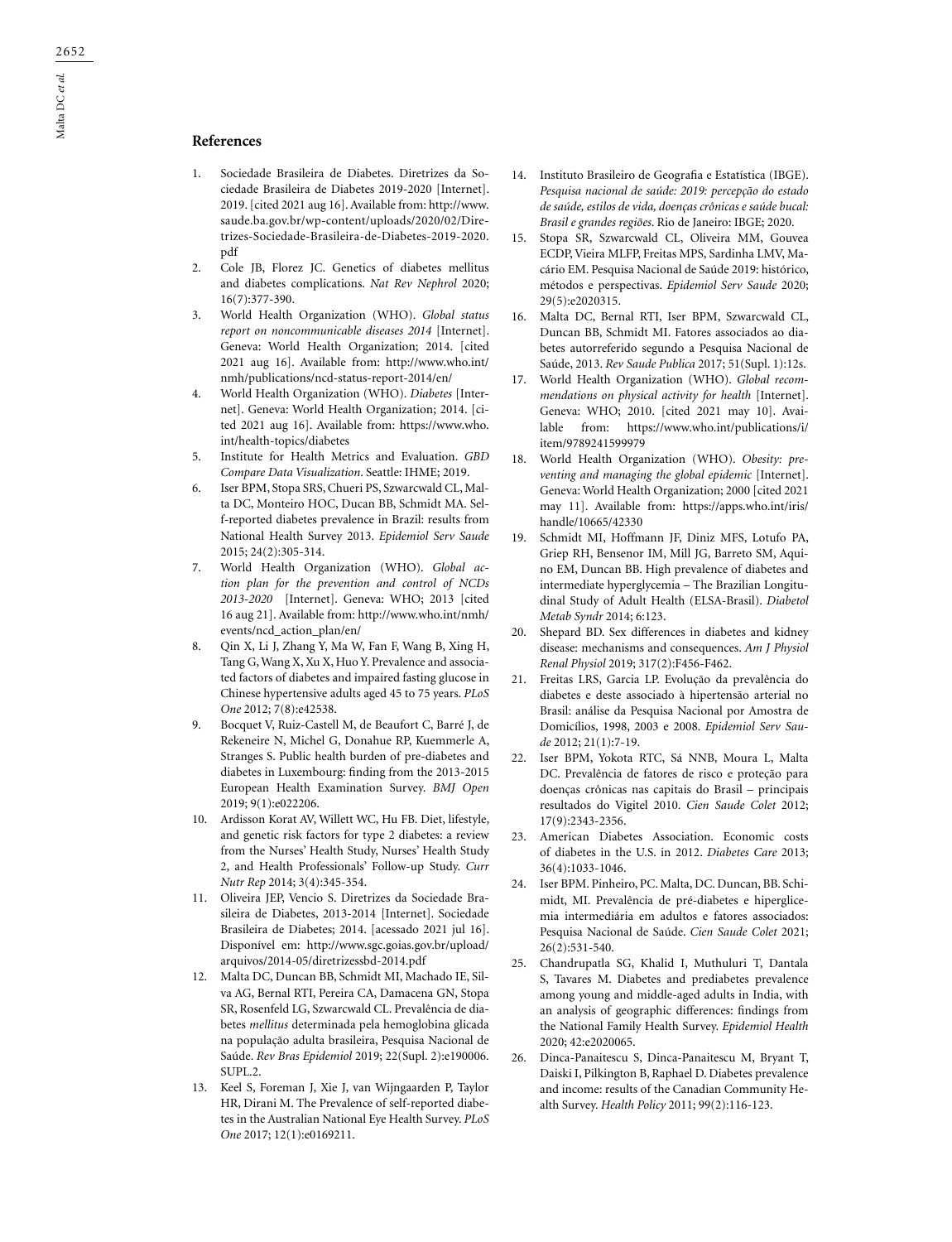## References

1. Sociedade Brasileira de Diabetes. Diretrizes da Sociedade Brasileira de Diabetes 2019-2020 [Internet]. 2019. [cited 2021 aug 16]. Available from: http://www.saude.ba.gov.br/wp-content/uploads/2020/02/Diretrizes-Sociedade-Brasileira-de-Diabetes-2019-2020.pdf
2. Cole JB, Florez JC. Genetics of diabetes mellitus and diabetes complications. *Nat Rev Nephrol* 2020; 16(7):377-390.
3. World Health Organization (WHO). *Global status report on noncommunicable diseases 2014* [Internet]. Geneva: World Health Organization; 2014. [cited 2021 aug 16]. Available from: http://www.who.int/nmh/publications/ncd-status-report-2014/en/
4. World Health Organization (WHO). *Diabetes* [Internet]. Geneva: World Health Organization; 2014. [cited 2021 aug 16]. Available from: https://www.who.int/health-topics/diabetes
5. Institute for Health Metrics and Evaluation. *GBD Compare Data Visualization*. Seattle: IHME; 2019.
6. Iser BPM, Stopa SRS, Chueri PS, Szwarcwald CL, Malta DC, Monteiro HOC, Ducan BB, Schmidt MA. Self-reported diabetes prevalence in Brazil: results from National Health Survey 2013. *Epidemiol Serv Saude* 2015; 24(2):305-314.
7. World Health Organization (WHO). *Global action plan for the prevention and control of NCDs 2013-2020* [Internet]. Geneva: WHO; 2013 [cited 16 aug 21]. Available from: http://www.who.int/nmh/events/ncd_action_plan/en/
8. Qin X, Li J, Zhang Y, Ma W, Fan F, Wang B, Xing H, Tang G, Wang X, Xu X, Huo Y. Prevalence and associated factors of diabetes and impaired fasting glucose in Chinese hypertensive adults aged 45 to 75 years. *PLoS One* 2012; 7(8):e42538.
9. Bocquet V, Ruiz-Castell M, de Beaufort C, Barré J, de Rekeneire N, Michel G, Donahue RP, Kuemmerle A, Stranges S. Public health burden of pre-diabetes and diabetes in Luxembourg: finding from the 2013-2015 European Health Examination Survey. *BMJ Open* 2019; 9(1):e022206.
10. Ardisson Korat AV, Willett WC, Hu FB. Diet, lifestyle, and genetic risk factors for type 2 diabetes: a review from the Nurses' Health Study, Nurses' Health Study 2, and Health Professionals' Follow-up Study. *Curr Nutr Rep* 2014; 3(4):345-354.
11. Oliveira JEP, Vencio S. Diretrizes da Sociedade Brasileira de Diabetes, 2013-2014 [Internet]. Sociedade Brasileira de Diabetes; 2014. [acessado 2021 jul 16]. Disponível em: http://www.sgc.goias.gov.br/upload/arquivos/2014-05/diretrizessbd-2014.pdf
12. Malta DC, Duncan BB, Schmidt MI, Machado IE, Silva AG, Bernal RTI, Pereira CA, Damacena GN, Stopa SR, Rosenfeld LG, Szwarcwald CL. Prevalência de diabetes *mellitus* determinada pela hemoglobina glicada na população adulta brasileira, Pesquisa Nacional de Saúde. *Rev Bras Epidemiol* 2019; 22(Supl. 2):e190006.SUPL.2.
13. Keel S, Foreman J, Xie J, van Wijngaarden P, Taylor HR, Dirani M. The Prevalence of self-reported diabetes in the Australian National Eye Health Survey. *PLoS One* 2017; 12(1):e0169211.
14. Instituto Brasileiro de Geografia e Estatística (IBGE). *Pesquisa nacional de saúde: 2019: percepção do estado de saúde, estilos de vida, doenças crônicas e saúde bucal: Brasil e grandes regiões*. Rio de Janeiro: IBGE; 2020.
15. Stopa SR, Szwarcwald CL, Oliveira MM, Gouvea ECDP, Vieira MLFP, Freitas MPS, Sardinha LMV, Macário EM. Pesquisa Nacional de Saúde 2019: histórico, métodos e perspectivas. *Epidemiol Serv Saude* 2020; 29(5):e2020315.
16. Malta DC, Bernal RTI, Iser BPM, Szwarcwald CL, Duncan BB, Schmidt MI. Fatores associados ao diabetes autorreferido segundo a Pesquisa Nacional de Saúde, 2013. *Rev Saude Publica* 2017; 51(Supl. 1):12s.
17. World Health Organization (WHO). *Global recommendations on physical activity for health* [Internet]. Geneva: WHO; 2010. [cited 2021 may 10]. Available from: https://www.who.int/publications/i/item/9789241599979
18. World Health Organization (WHO). *Obesity: preventing and managing the global epidemic* [Internet]. Geneva: World Health Organization; 2000 [cited 2021 may 11]. Available from: https://apps.who.int/iris/handle/10665/42330
19. Schmidt MI, Hoffmann JF, Diniz MFS, Lotufo PA, Griep RH, Bensenor IM, Mill JG, Barreto SM, Aquino EM, Duncan BB. High prevalence of diabetes and intermediate hyperglycemia – The Brazilian Longitudinal Study of Adult Health (ELSA-Brasil). *Diabetol Metab Syndr* 2014; 6:123.
20. Shepard BD. Sex differences in diabetes and kidney disease: mechanisms and consequences. *Am J Physiol Renal Physiol* 2019; 317(2):F456-F462.
21. Freitas LRS, Garcia LP. Evolução da prevalência do diabetes e deste associado à hipertensão arterial no Brasil: análise da Pesquisa Nacional por Amostra de Domicílios, 1998, 2003 e 2008. *Epidemiol Serv Saude* 2012; 21(1):7-19.
22. Iser BPM, Yokota RTC, Sá NNB, Moura L, Malta DC. Prevalência de fatores de risco e proteção para doenças crônicas nas capitais do Brasil – principais resultados do Vigitel 2010. *Cien Saude Colet* 2012; 17(9):2343-2356.
23. American Diabetes Association. Economic costs of diabetes in the U.S. in 2012. *Diabetes Care* 2013; 36(4):1033-1046.
24. Iser BPM. Pinheiro, PC. Malta, DC. Duncan, BB. Schimidt, MI. Prevalência de pré-diabetes e hiperglicemia intermediária em adultos e fatores associados: Pesquisa Nacional de Saúde. *Cien Saude Colet* 2021; 26(2):531-540.
25. Chandrupatla SG, Khalid I, Muthuluri T, Dantala S, Tavares M. Diabetes and prediabetes prevalence among young and middle-aged adults in India, with an analysis of geographic differences: findings from the National Family Health Survey. *Epidemiol Health* 2020; 42:e2020065.
26. Dinca-Panaitescu S, Dinca-Panaitescu M, Bryant T, Daiski I, Pilkington B, Raphael D. Diabetes prevalence and income: results of the Canadian Community Health Survey. *Health Policy* 2011; 99(2):116-123.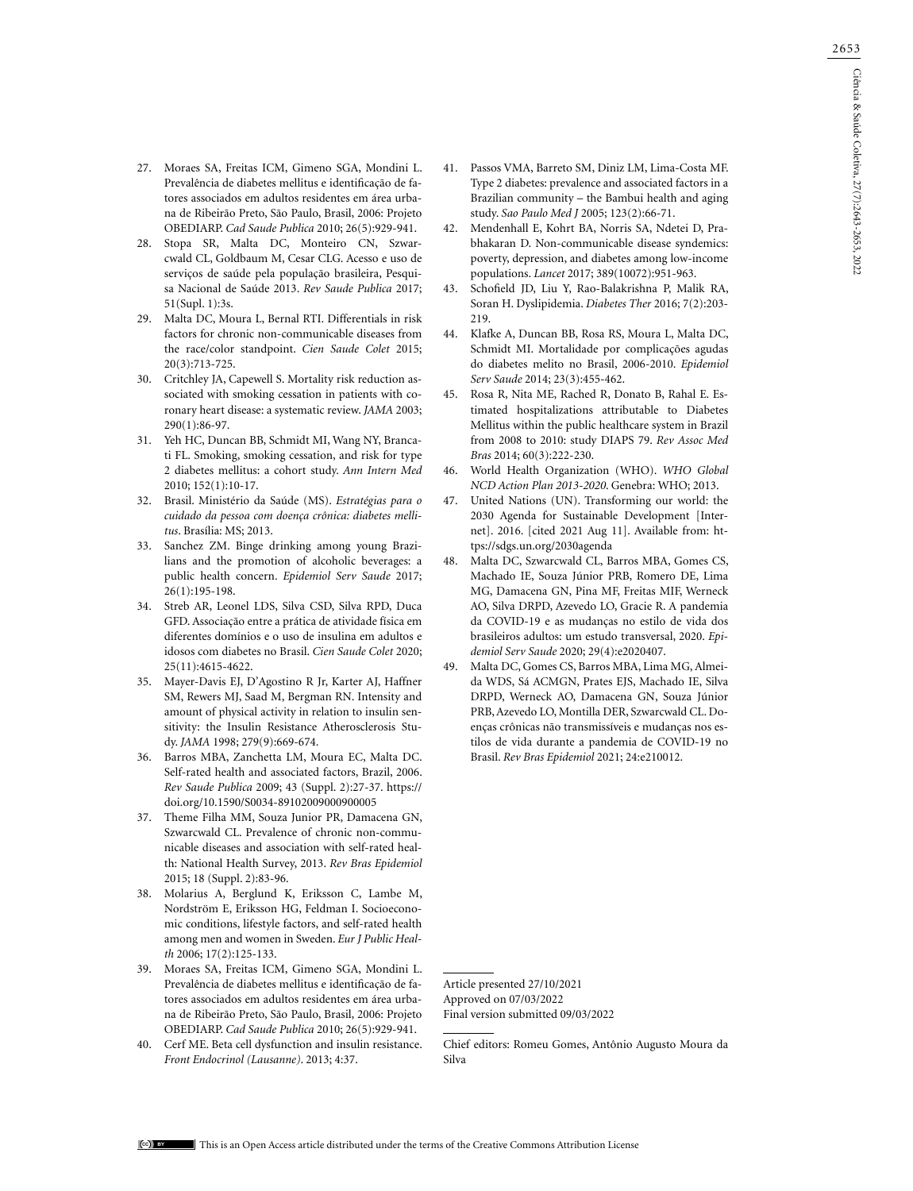27. Moraes SA, Freitas ICM, Gimeno SGA, Mondini L. Prevalência de diabetes mellitus e identificação de fatores associados em adultos residentes em área urbana de Ribeirão Preto, São Paulo, Brasil, 2006: Projeto OBEDIARP. *Cad Saude Publica* 2010; 26(5):929-941.
28. Stopa SR, Malta DC, Monteiro CN, Szwarcwald CL, Goldbaum M, Cesar CLG. Acesso e uso de serviços de saúde pela população brasileira, Pesquisa Nacional de Saúde 2013. *Rev Saude Publica* 2017; 51(Supl. 1):3s.
29. Malta DC, Moura L, Bernal RTI. Differentials in risk factors for chronic non-communicable diseases from the race/color standpoint. *Cien Saude Colet* 2015; 20(3):713-725.
30. Critchley JA, Capewell S. Mortality risk reduction associated with smoking cessation in patients with coronary heart disease: a systematic review. *JAMA* 2003; 290(1):86-97.
31. Yeh HC, Duncan BB, Schmidt MI, Wang NY, Brancati FL. Smoking, smoking cessation, and risk for type 2 diabetes mellitus: a cohort study. *Ann Intern Med* 2010; 152(1):10-17.
32. Brasil. Ministério da Saúde (MS). *Estratégias para o cuidado da pessoa com doença crônica: diabetes mellitus*. Brasília: MS; 2013.
33. Sanchez ZM. Binge drinking among young Brazilians and the promotion of alcoholic beverages: a public health concern. *Epidemiol Serv Saude* 2017; 26(1):195-198.
34. Streb AR, Leonel LDS, Silva CSD, Silva RPD, Duca GFD. Associação entre a prática de atividade física em diferentes domínios e o uso de insulina em adultos e idosos com diabetes no Brasil. *Cien Saude Colet* 2020; 25(11):4615-4622.
35. Mayer-Davis EJ, D'Agostino R Jr, Karter AJ, Haffner SM, Rewers MJ, Saad M, Bergman RN. Intensity and amount of physical activity in relation to insulin sensitivity: the Insulin Resistance Atherosclerosis Study. *JAMA* 1998; 279(9):669-674.
36. Barros MBA, Zanchetta LM, Moura EC, Malta DC. Self-rated health and associated factors, Brazil, 2006. *Rev Saude Publica* 2009; 43 (Suppl. 2):27-37. https://doi.org/10.1590/S0034-89102009000900005
37. Theme Filha MM, Souza Junior PR, Damacena GN, Szwarcwald CL. Prevalence of chronic non-communicable diseases and association with self-rated health: National Health Survey, 2013. *Rev Bras Epidemiol* 2015; 18 (Suppl. 2):83-96.
38. Molarius A, Berglund K, Eriksson C, Lambe M, Nordström E, Eriksson HG, Feldman I. Socioeconomic conditions, lifestyle factors, and self-rated health among men and women in Sweden. *Eur J Public Health* 2006; 17(2):125-133.
39. Moraes SA, Freitas ICM, Gimeno SGA, Mondini L. Prevalência de diabetes mellitus e identificação de fatores associados em adultos residentes em área urbana de Ribeirão Preto, São Paulo, Brasil, 2006: Projeto OBEDIARP. *Cad Saude Publica* 2010; 26(5):929-941.
40. Cerf ME. Beta cell dysfunction and insulin resistance. *Front Endocrinol (Lausanne)*. 2013; 4:37.
41. Passos VMA, Barreto SM, Diniz LM, Lima-Costa MF. Type 2 diabetes: prevalence and associated factors in a Brazilian community – the Bambui health and aging study. *Sao Paulo Med J* 2005; 123(2):66-71.
42. Mendenhall E, Kohrt BA, Norris SA, Ndetei D, Prabhakaran D. Non-communicable disease syndemics: poverty, depression, and diabetes among low-income populations. *Lancet* 2017; 389(10072):951-963.
43. Schofield JD, Liu Y, Rao-Balakrishna P, Malik RA, Soran H. Dyslipidemia. *Diabetes Ther* 2016; 7(2):203-219.
44. Klafke A, Duncan BB, Rosa RS, Moura L, Malta DC, Schmidt MI. Mortalidade por complicações agudas do diabetes melito no Brasil, 2006-2010. *Epidemiol Serv Saude* 2014; 23(3):455-462.
45. Rosa R, Nita ME, Rached R, Donato B, Rahal E. Estimated hospitalizations attributable to Diabetes Mellitus within the public healthcare system in Brazil from 2008 to 2010: study DIAPS 79. *Rev Assoc Med Bras* 2014; 60(3):222-230.
46. World Health Organization (WHO). *WHO Global NCD Action Plan 2013-2020*. Genebra: WHO; 2013.
47. United Nations (UN). Transforming our world: the 2030 Agenda for Sustainable Development [Internet]. 2016. [cited 2021 Aug 11]. Available from: https://sdgs.un.org/2030agenda
48. Malta DC, Szwarcwald CL, Barros MBA, Gomes CS, Machado IE, Souza Júnior PRB, Romero DE, Lima MG, Damacena GN, Pina MF, Freitas MIF, Werneck AO, Silva DRPD, Azevedo LO, Gracie R. A pandemia da COVID-19 e as mudanças no estilo de vida dos brasileiros adultos: um estudo transversal, 2020. *Epidemiol Serv Saude* 2020; 29(4):e2020407.
49. Malta DC, Gomes CS, Barros MBA, Lima MG, Almeida WDS, Sá ACMGN, Prates EJS, Machado IE, Silva DRPD, Werneck AO, Damacena GN, Souza Júnior PRB, Azevedo LO, Montilla DER, Szwarcwald CL. Doenças crônicas não transmissíveis e mudanças nos estilos de vida durante a pandemia de COVID-19 no Brasil. *Rev Bras Epidemiol* 2021; 24:e210012.

---

Article presented 27/10/2021
Approved on 07/03/2022
Final version submitted 09/03/2022

---

Chief editors: Romeu Gomes, Antônio Augusto Moura da Silva

This is an Open Access article distributed under the terms of the Creative Commons Attribution License